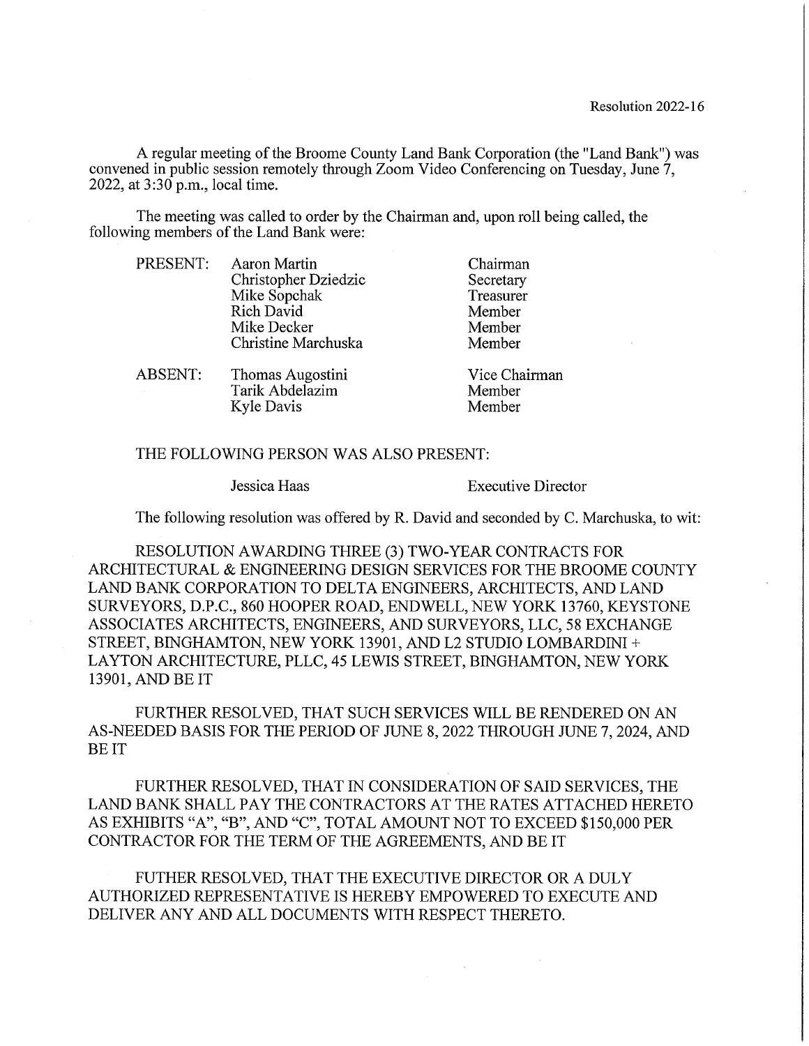Resolution 2022-16

A regular meeting of the Broome County Land Bank Corporation (the "Land Bank") was convened in public session remotely through Zoom Video Conferencing on Tuesday, June 7, 2022, at 3:30 p.m., local time.

The meeting was called to order by the Chairman and, upon roll being called, the following members of the Land Bank were:

| | | |
|---|---|---|
| PRESENT: | Aaron Martin | Chairman |
| | Christopher Dziedzic | Secretary |
| | Mike Sopchak | Treasurer |
| | Rich David | Member |
| | Mike Decker | Member |
| | Christine Marchuska | Member |
| ABSENT: | Thomas Augostini | Vice Chairman |
| | Tarik Abdelazim | Member |
| | Kyle Davis | Member |

THE FOLLOWING PERSON WAS ALSO PRESENT:

Jessica Haas — Executive Director

The following resolution was offered by R. David and seconded by C. Marchuska, to wit:

RESOLUTION AWARDING THREE (3) TWO-YEAR CONTRACTS FOR ARCHITECTURAL & ENGINEERING DESIGN SERVICES FOR THE BROOME COUNTY LAND BANK CORPORATION TO DELTA ENGINEERS, ARCHITECTS, AND LAND SURVEYORS, D.P.C., 860 HOOPER ROAD, ENDWELL, NEW YORK 13760, KEYSTONE ASSOCIATES ARCHITECTS, ENGINEERS, AND SURVEYORS, LLC, 58 EXCHANGE STREET, BINGHAMTON, NEW YORK 13901, AND L2 STUDIO LOMBARDINI + LAYTON ARCHITECTURE, PLLC, 45 LEWIS STREET, BINGHAMTON, NEW YORK 13901, AND BE IT

FURTHER RESOLVED, THAT SUCH SERVICES WILL BE RENDERED ON AN AS-NEEDED BASIS FOR THE PERIOD OF JUNE 8, 2022 THROUGH JUNE 7, 2024, AND BE IT

FURTHER RESOLVED, THAT IN CONSIDERATION OF SAID SERVICES, THE LAND BANK SHALL PAY THE CONTRACTORS AT THE RATES ATTACHED HERETO AS EXHIBITS "A", "B", AND "C", TOTAL AMOUNT NOT TO EXCEED $150,000 PER CONTRACTOR FOR THE TERM OF THE AGREEMENTS, AND BE IT

FUTHER RESOLVED, THAT THE EXECUTIVE DIRECTOR OR A DULY AUTHORIZED REPRESENTATIVE IS HEREBY EMPOWERED TO EXECUTE AND DELIVER ANY AND ALL DOCUMENTS WITH RESPECT THERETO.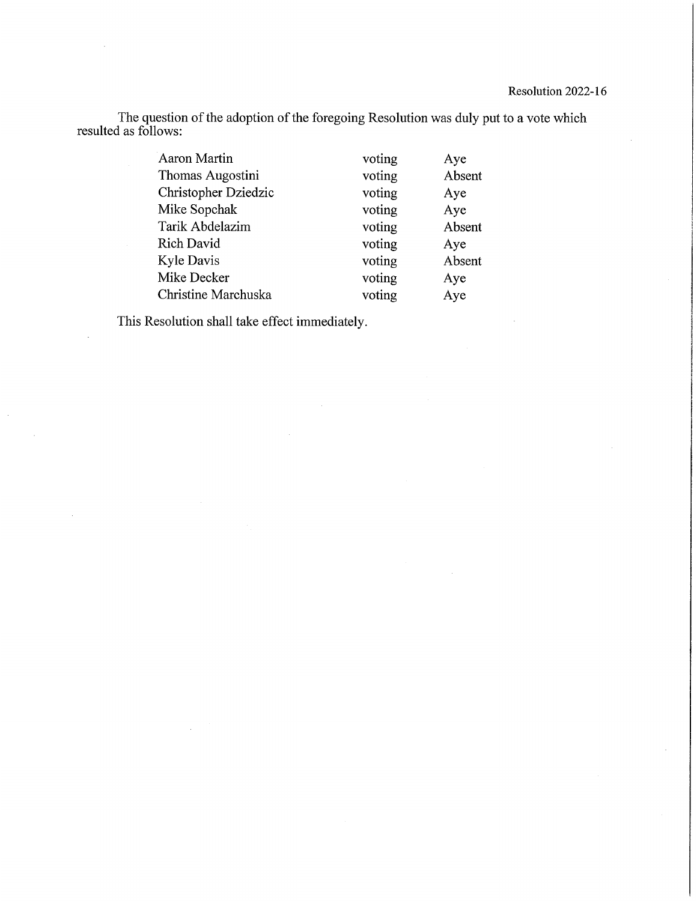Resolution 2022-16

The question of the adoption of the foregoing Resolution was duly put to a vote which resulted as follows:

| | | |
|---|---|---|
| Aaron Martin | voting | Aye |
| Thomas Augostini | voting | Absent |
| Christopher Dziedzic | voting | Aye |
| Mike Sopchak | voting | Aye |
| Tarik Abdelazim | voting | Absent |
| Rich David | voting | Aye |
| Kyle Davis | voting | Absent |
| Mike Decker | voting | Aye |
| Christine Marchuska | voting | Aye |

This Resolution shall take effect immediately.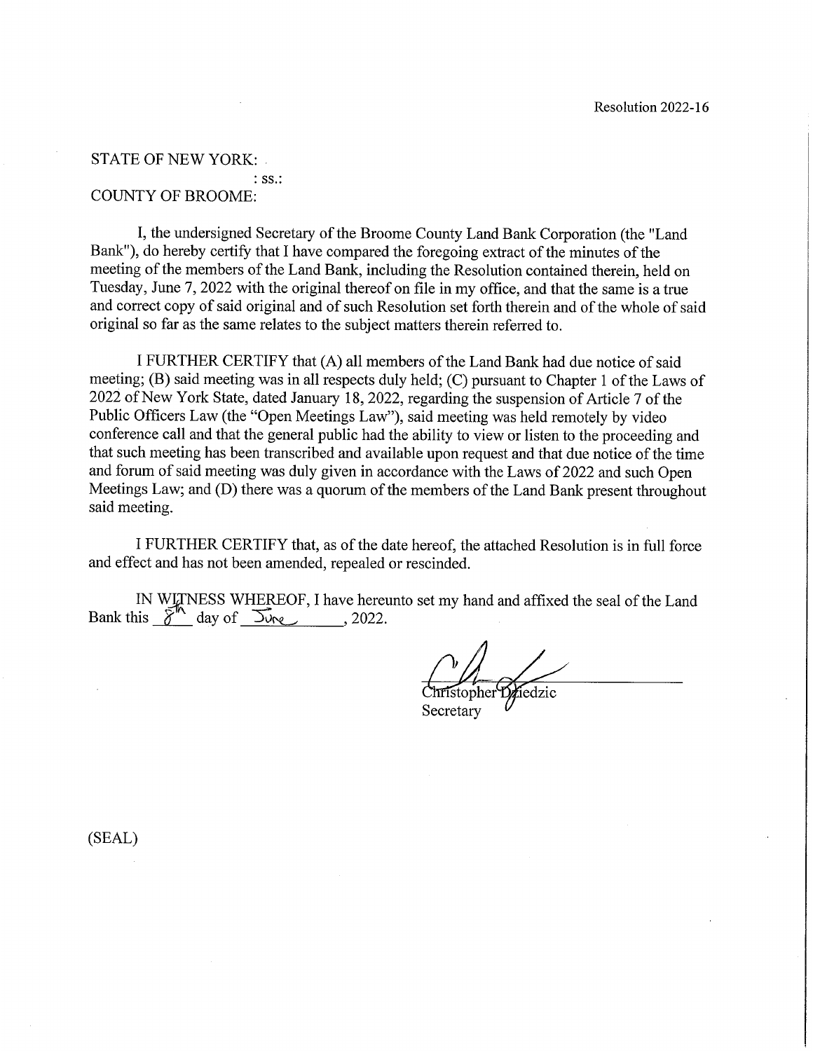Resolution 2022-16

STATE OF NEW YORK:
: ss.:
COUNTY OF BROOME:

I, the undersigned Secretary of the Broome County Land Bank Corporation (the "Land Bank"), do hereby certify that I have compared the foregoing extract of the minutes of the meeting of the members of the Land Bank, including the Resolution contained therein, held on Tuesday, June 7, 2022 with the original thereof on file in my office, and that the same is a true and correct copy of said original and of such Resolution set forth therein and of the whole of said original so far as the same relates to the subject matters therein referred to.

I FURTHER CERTIFY that (A) all members of the Land Bank had due notice of said meeting; (B) said meeting was in all respects duly held; (C) pursuant to Chapter 1 of the Laws of 2022 of New York State, dated January 18, 2022, regarding the suspension of Article 7 of the Public Officers Law (the "Open Meetings Law"), said meeting was held remotely by video conference call and that the general public had the ability to view or listen to the proceeding and that such meeting has been transcribed and available upon request and that due notice of the time and forum of said meeting was duly given in accordance with the Laws of 2022 and such Open Meetings Law; and (D) there was a quorum of the members of the Land Bank present throughout said meeting.

I FURTHER CERTIFY that, as of the date hereof, the attached Resolution is in full force and effect and has not been amended, repealed or rescinded.

IN WITNESS WHEREOF, I have hereunto set my hand and affixed the seal of the Land Bank this 8th day of June, 2022.

Christopher Dziedzic
Secretary

(SEAL)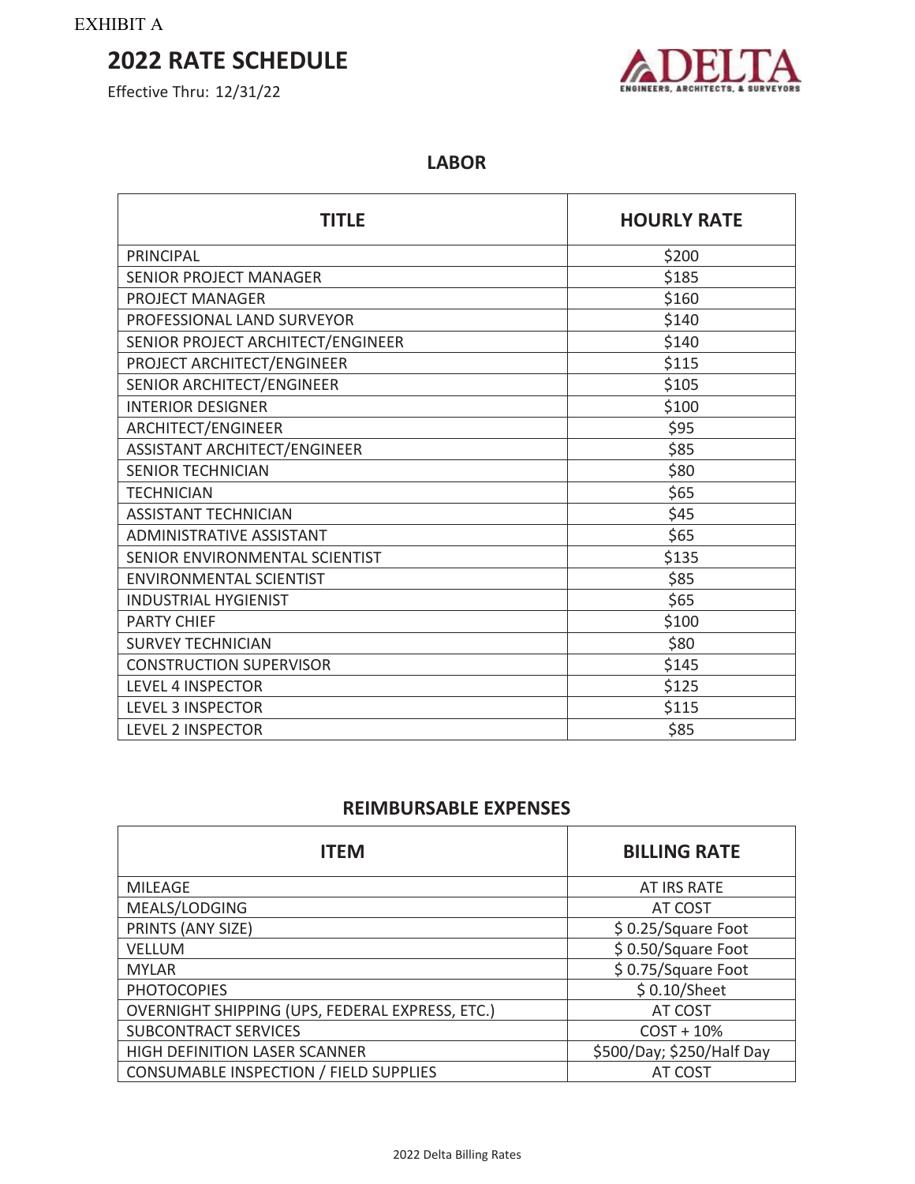EXHIBIT A

# 2022 RATE SCHEDULE

Effective Thru: 12/31/22

DELTA
ENGINEERS, ARCHITECTS, & SURVEYORS

## LABOR

| TITLE | HOURLY RATE |
|---|---|
| PRINCIPAL | $200 |
| SENIOR PROJECT MANAGER | $185 |
| PROJECT MANAGER | $160 |
| PROFESSIONAL LAND SURVEYOR | $140 |
| SENIOR PROJECT ARCHITECT/ENGINEER | $140 |
| PROJECT ARCHITECT/ENGINEER | $115 |
| SENIOR ARCHITECT/ENGINEER | $105 |
| INTERIOR DESIGNER | $100 |
| ARCHITECT/ENGINEER | $95 |
| ASSISTANT ARCHITECT/ENGINEER | $85 |
| SENIOR TECHNICIAN | $80 |
| TECHNICIAN | $65 |
| ASSISTANT TECHNICIAN | $45 |
| ADMINISTRATIVE ASSISTANT | $65 |
| SENIOR ENVIRONMENTAL SCIENTIST | $135 |
| ENVIRONMENTAL SCIENTIST | $85 |
| INDUSTRIAL HYGIENIST | $65 |
| PARTY CHIEF | $100 |
| SURVEY TECHNICIAN | $80 |
| CONSTRUCTION SUPERVISOR | $145 |
| LEVEL 4 INSPECTOR | $125 |
| LEVEL 3 INSPECTOR | $115 |
| LEVEL 2 INSPECTOR | $85 |

## REIMBURSABLE EXPENSES

| ITEM | BILLING RATE |
|---|---|
| MILEAGE | AT IRS RATE |
| MEALS/LODGING | AT COST |
| PRINTS (ANY SIZE) | $ 0.25/Square Foot |
| VELLUM | $ 0.50/Square Foot |
| MYLAR | $ 0.75/Square Foot |
| PHOTOCOPIES | $ 0.10/Sheet |
| OVERNIGHT SHIPPING (UPS, FEDERAL EXPRESS, ETC.) | AT COST |
| SUBCONTRACT SERVICES | COST + 10% |
| HIGH DEFINITION LASER SCANNER | $500/Day; $250/Half Day |
| CONSUMABLE INSPECTION / FIELD SUPPLIES | AT COST |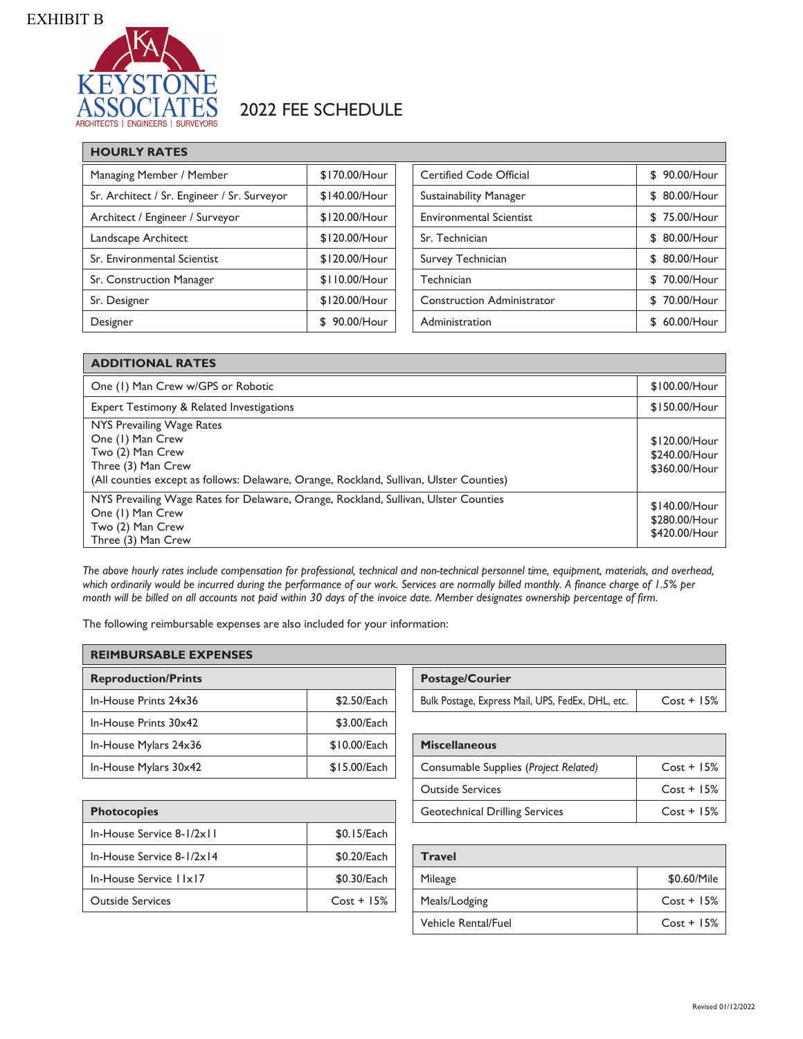EXHIBIT B

KEYSTONE ASSOCIATES
ARCHITECTS | ENGINEERS | SURVEYORS

# 2022 FEE SCHEDULE

## HOURLY RATES

| | | | |
|---|---|---|---|
| Managing Member / Member | $170.00/Hour | Certified Code Official | $ 90.00/Hour |
| Sr. Architect / Sr. Engineer / Sr. Surveyor | $140.00/Hour | Sustainability Manager | $ 80.00/Hour |
| Architect / Engineer / Surveyor | $120.00/Hour | Environmental Scientist | $ 75.00/Hour |
| Landscape Architect | $120.00/Hour | Sr. Technician | $ 80.00/Hour |
| Sr. Environmental Scientist | $120.00/Hour | Survey Technician | $ 80.00/Hour |
| Sr. Construction Manager | $110.00/Hour | Technician | $ 70.00/Hour |
| Sr. Designer | $120.00/Hour | Construction Administrator | $ 70.00/Hour |
| Designer | $ 90.00/Hour | Administration | $ 60.00/Hour |

## ADDITIONAL RATES

| | |
|---|---|
| One (1) Man Crew w/GPS or Robotic | $100.00/Hour |
| Expert Testimony & Related Investigations | $150.00/Hour |
| NYS Prevailing Wage Rates<br>One (1) Man Crew<br>Two (2) Man Crew<br>Three (3) Man Crew<br>(All counties except as follows: Delaware, Orange, Rockland, Sullivan, Ulster Counties) | $120.00/Hour<br>$240.00/Hour<br>$360.00/Hour |
| NYS Prevailing Wage Rates for Delaware, Orange, Rockland, Sullivan, Ulster Counties<br>One (1) Man Crew<br>Two (2) Man Crew<br>Three (3) Man Crew | $140.00/Hour<br>$280.00/Hour<br>$420.00/Hour |

*The above hourly rates include compensation for professional, technical and non-technical personnel time, equipment, materials, and overhead, which ordinarily would be incurred during the performance of our work. Services are normally billed monthly. A finance charge of 1.5% per month will be billed on all accounts not paid within 30 days of the invoice date. Member designates ownership percentage of firm.*

The following reimbursable expenses are also included for your information:

## REIMBURSABLE EXPENSES

| Reproduction/Prints | |
|---|---|
| In-House Prints 24x36 | $2.50/Each |
| In-House Prints 30x42 | $3.00/Each |
| In-House Mylars 24x36 | $10.00/Each |
| In-House Mylars 30x42 | $15.00/Each |

| Photocopies | |
|---|---|
| In-House Service 8-1/2x11 | $0.15/Each |
| In-House Service 8-1/2x14 | $0.20/Each |
| In-House Service 11x17 | $0.30/Each |
| Outside Services | Cost + 15% |

| Postage/Courier | |
|---|---|
| Bulk Postage, Express Mail, UPS, FedEx, DHL, etc. | Cost + 15% |

| Miscellaneous | |
|---|---|
| Consumable Supplies (*Project Related*) | Cost + 15% |
| Outside Services | Cost + 15% |
| Geotechnical Drilling Services | Cost + 15% |

| Travel | |
|---|---|
| Mileage | $0.60/Mile |
| Meals/Lodging | Cost + 15% |
| Vehicle Rental/Fuel | Cost + 15% |

Revised 01/12/2022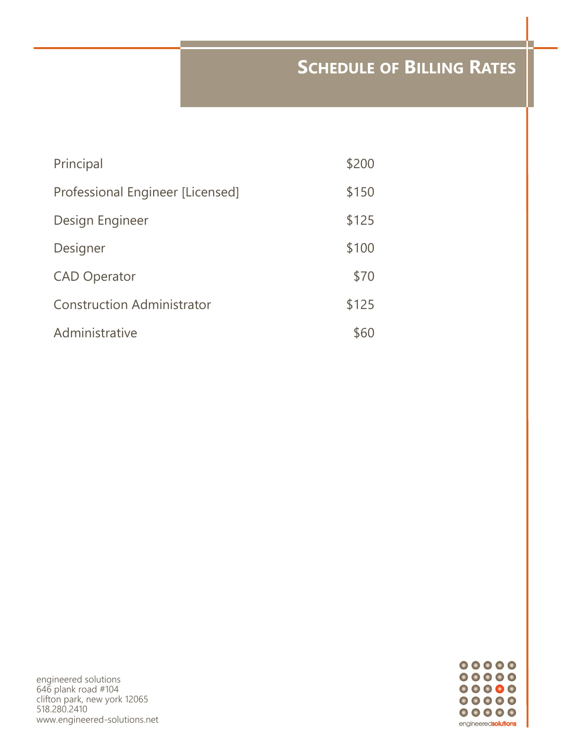# Schedule of Billing Rates

| | |
|---|---|
| Principal | $200 |
| Professional Engineer [Licensed] | $150 |
| Design Engineer | $125 |
| Designer | $100 |
| CAD Operator | $70 |
| Construction Administrator | $125 |
| Administrative | $60 |

engineered solutions
646 plank road #104
clifton park, new york 12065
518.280.2410
www.engineered-solutions.net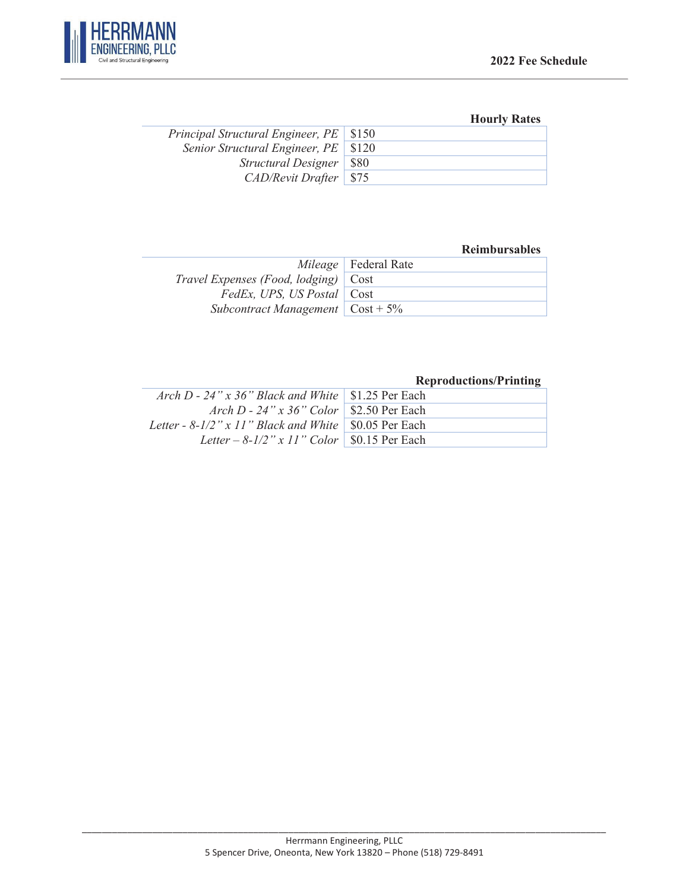HERRMANN ENGINEERING, PLLC
Civil and Structural Engineering

**2022 Fee Schedule**

**Hourly Rates**

| | |
|---|---|
| *Principal Structural Engineer, PE* | $150 |
| *Senior Structural Engineer, PE* | $120 |
| *Structural Designer* | $80 |
| *CAD/Revit Drafter* | $75 |

**Reimbursables**

| | |
|---|---|
| *Mileage* | Federal Rate |
| *Travel Expenses (Food, lodging)* | Cost |
| *FedEx, UPS, US Postal* | Cost |
| *Subcontract Management* | Cost + 5% |

**Reproductions/Printing**

| | |
|---|---|
| *Arch D - 24" x 36" Black and White* | $1.25 Per Each |
| *Arch D - 24" x 36" Color* | $2.50 Per Each |
| *Letter - 8-1/2" x 11" Black and White* | $0.05 Per Each |
| *Letter – 8-1/2" x 11" Color* | $0.15 Per Each |

Herrmann Engineering, PLLC
5 Spencer Drive, Oneonta, New York 13820 – Phone (518) 729-8491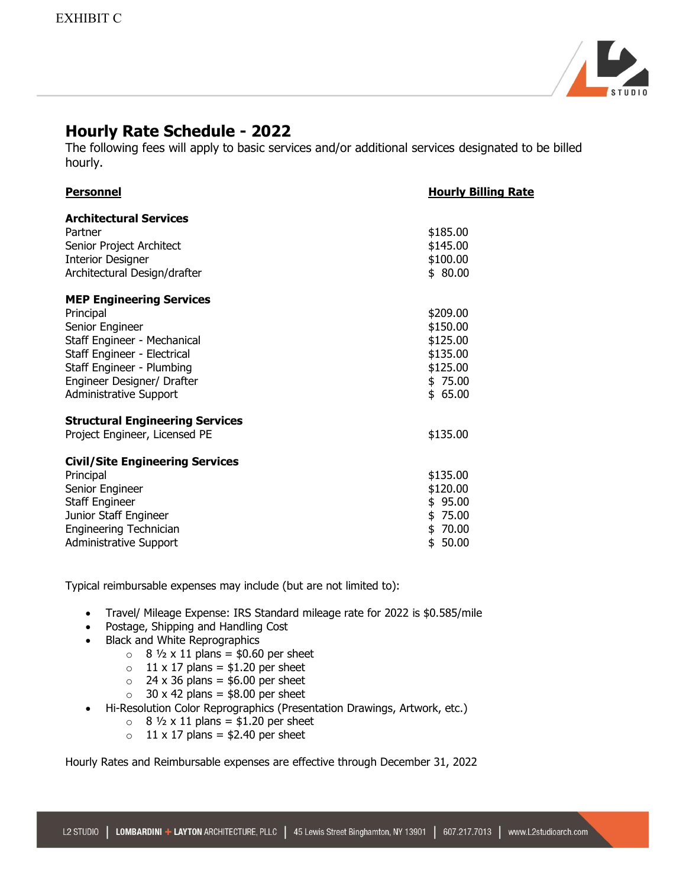EXHIBIT C

# Hourly Rate Schedule - 2022

The following fees will apply to basic services and/or additional services designated to be billed hourly.

| **Personnel** | **Hourly Billing Rate** |
|---|---|
| **Architectural Services** | |
| Partner | $185.00 |
| Senior Project Architect | $145.00 |
| Interior Designer | $100.00 |
| Architectural Design/drafter | $ 80.00 |
| **MEP Engineering Services** | |
| Principal | $209.00 |
| Senior Engineer | $150.00 |
| Staff Engineer - Mechanical | $125.00 |
| Staff Engineer - Electrical | $135.00 |
| Staff Engineer - Plumbing | $125.00 |
| Engineer Designer/ Drafter | $ 75.00 |
| Administrative Support | $ 65.00 |
| **Structural Engineering Services** | |
| Project Engineer, Licensed PE | $135.00 |
| **Civil/Site Engineering Services** | |
| Principal | $135.00 |
| Senior Engineer | $120.00 |
| Staff Engineer | $ 95.00 |
| Junior Staff Engineer | $ 75.00 |
| Engineering Technician | $ 70.00 |
| Administrative Support | $ 50.00 |

Typical reimbursable expenses may include (but are not limited to):

- Travel/ Mileage Expense: IRS Standard mileage rate for 2022 is $0.585/mile
- Postage, Shipping and Handling Cost
- Black and White Reprographics
  - 8 ½ x 11 plans = $0.60 per sheet
  - 11 x 17 plans = $1.20 per sheet
  - 24 x 36 plans = $6.00 per sheet
  - 30 x 42 plans = $8.00 per sheet
- Hi-Resolution Color Reprographics (Presentation Drawings, Artwork, etc.)
  - 8 ½ x 11 plans = $1.20 per sheet
  - 11 x 17 plans = $2.40 per sheet

Hourly Rates and Reimbursable expenses are effective through December 31, 2022